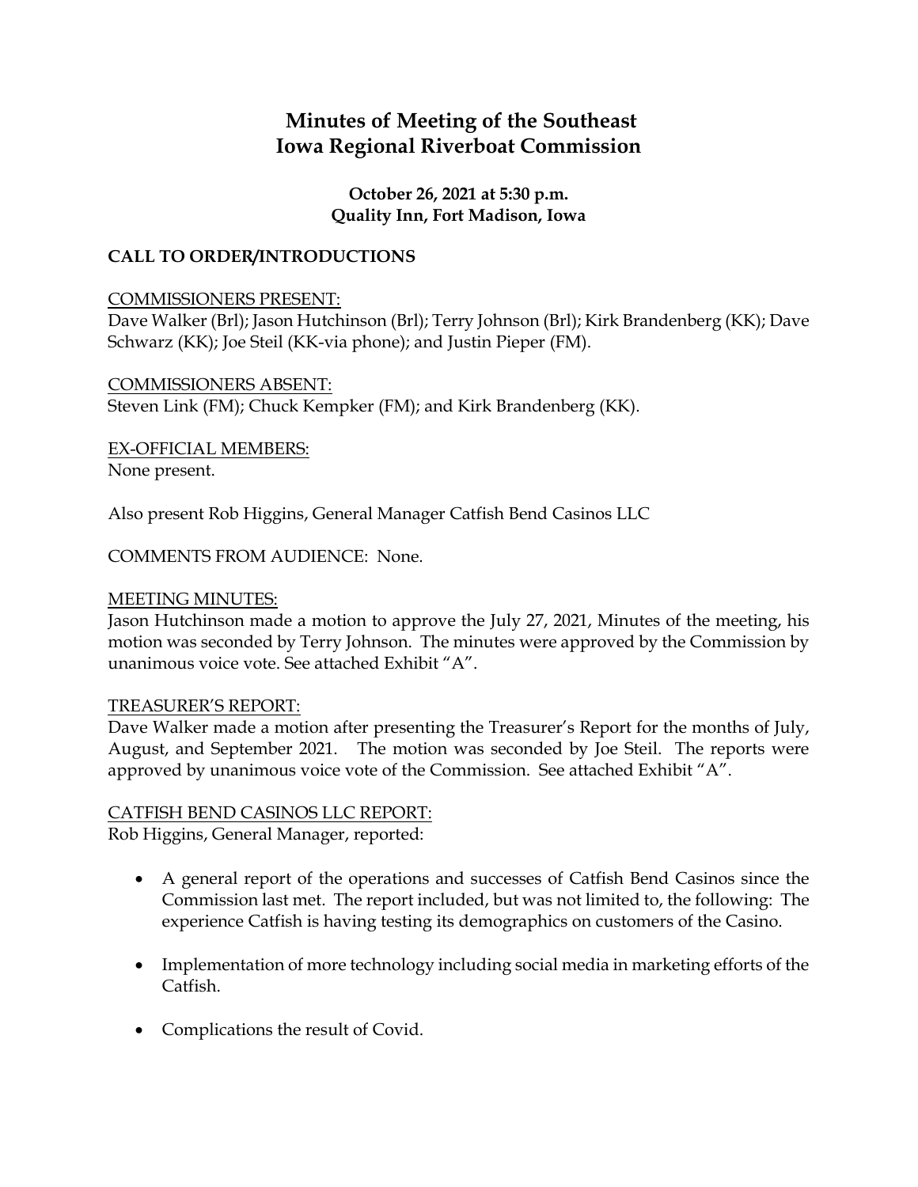# Minutes of Meeting of the Southeast Iowa Regional Riverboat Commission

**October 26, 2021 at 5:30 p.m.**
**Quality Inn, Fort Madison, Iowa**

## CALL TO ORDER/INTRODUCTIONS

COMMISSIONERS PRESENT:
Dave Walker (Brl); Jason Hutchinson (Brl); Terry Johnson (Brl); Kirk Brandenberg (KK); Dave Schwarz (KK); Joe Steil (KK-via phone); and Justin Pieper (FM).

COMMISSIONERS ABSENT:
Steven Link (FM); Chuck Kempker (FM); and Kirk Brandenberg (KK).

EX-OFFICIAL MEMBERS:
None present.

Also present Rob Higgins, General Manager Catfish Bend Casinos LLC

COMMENTS FROM AUDIENCE: None.

MEETING MINUTES:
Jason Hutchinson made a motion to approve the July 27, 2021, Minutes of the meeting, his motion was seconded by Terry Johnson. The minutes were approved by the Commission by unanimous voice vote. See attached Exhibit "A".

TREASURER'S REPORT:
Dave Walker made a motion after presenting the Treasurer's Report for the months of July, August, and September 2021. The motion was seconded by Joe Steil. The reports were approved by unanimous voice vote of the Commission. See attached Exhibit "A".

CATFISH BEND CASINOS LLC REPORT:
Rob Higgins, General Manager, reported:

- A general report of the operations and successes of Catfish Bend Casinos since the Commission last met. The report included, but was not limited to, the following: The experience Catfish is having testing its demographics on customers of the Casino.
- Implementation of more technology including social media in marketing efforts of the Catfish.
- Complications the result of Covid.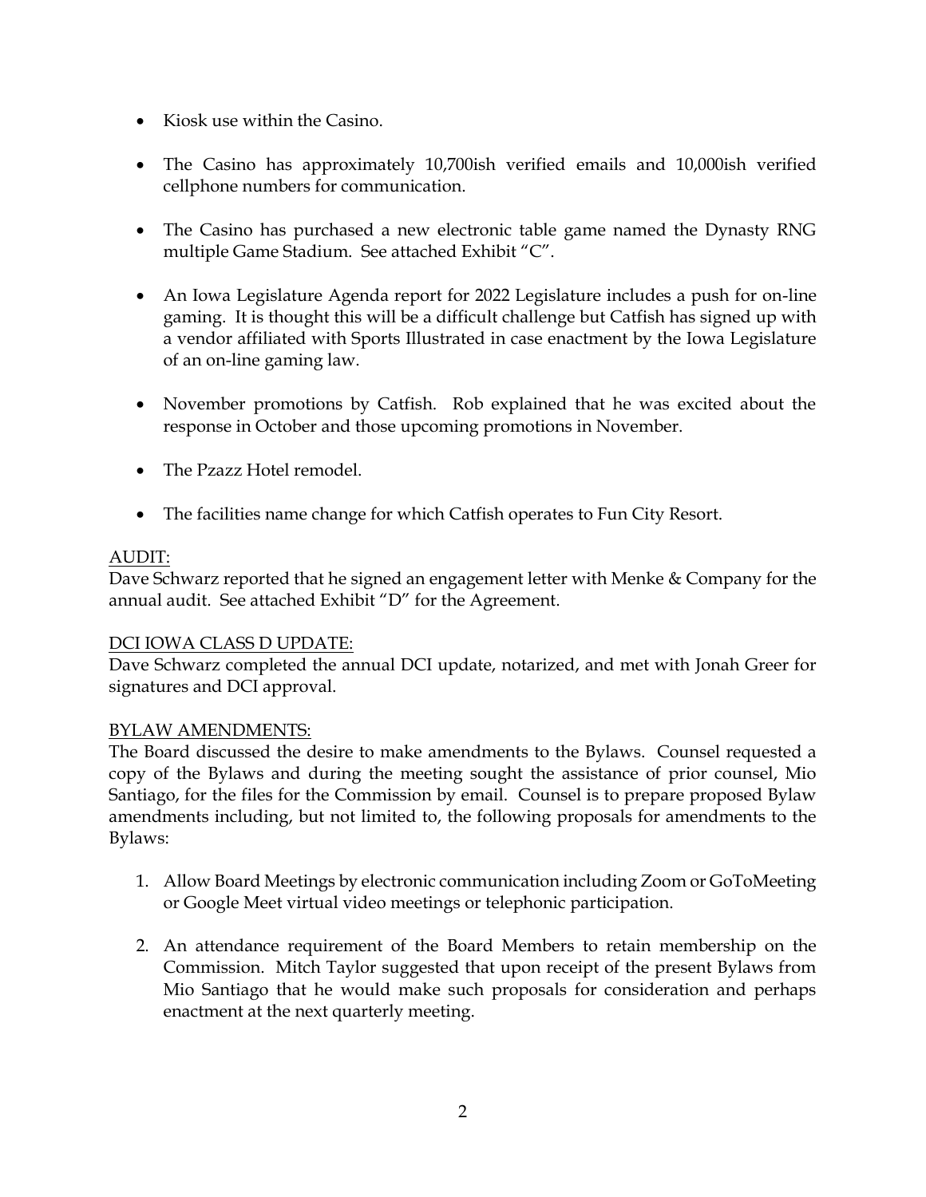- Kiosk use within the Casino.

- The Casino has approximately 10,700ish verified emails and 10,000ish verified cellphone numbers for communication.

- The Casino has purchased a new electronic table game named the Dynasty RNG multiple Game Stadium. See attached Exhibit "C".

- An Iowa Legislature Agenda report for 2022 Legislature includes a push for on-line gaming. It is thought this will be a difficult challenge but Catfish has signed up with a vendor affiliated with Sports Illustrated in case enactment by the Iowa Legislature of an on-line gaming law.

- November promotions by Catfish. Rob explained that he was excited about the response in October and those upcoming promotions in November.

- The Pzazz Hotel remodel.

- The facilities name change for which Catfish operates to Fun City Resort.

<u>AUDIT:</u>
Dave Schwarz reported that he signed an engagement letter with Menke & Company for the annual audit. See attached Exhibit "D" for the Agreement.

<u>DCI IOWA CLASS D UPDATE:</u>
Dave Schwarz completed the annual DCI update, notarized, and met with Jonah Greer for signatures and DCI approval.

<u>BYLAW AMENDMENTS:</u>
The Board discussed the desire to make amendments to the Bylaws. Counsel requested a copy of the Bylaws and during the meeting sought the assistance of prior counsel, Mio Santiago, for the files for the Commission by email. Counsel is to prepare proposed Bylaw amendments including, but not limited to, the following proposals for amendments to the Bylaws:

1. Allow Board Meetings by electronic communication including Zoom or GoToMeeting or Google Meet virtual video meetings or telephonic participation.

2. An attendance requirement of the Board Members to retain membership on the Commission. Mitch Taylor suggested that upon receipt of the present Bylaws from Mio Santiago that he would make such proposals for consideration and perhaps enactment at the next quarterly meeting.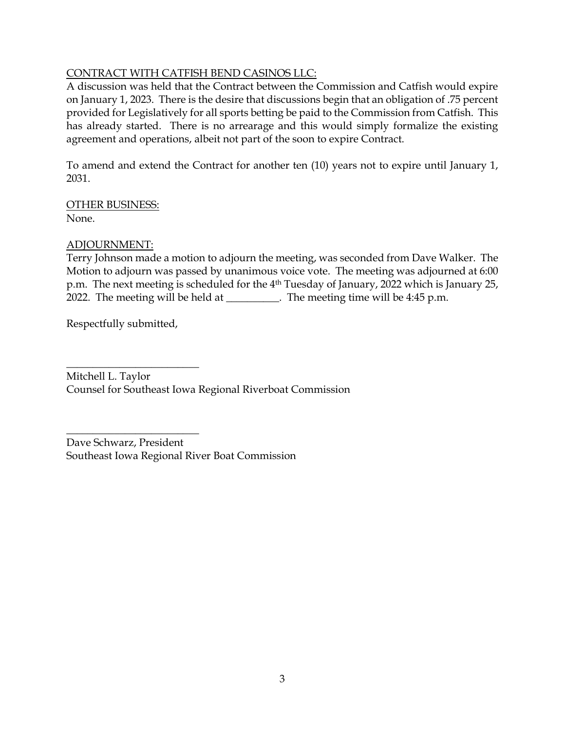CONTRACT WITH CATFISH BEND CASINOS LLC:

A discussion was held that the Contract between the Commission and Catfish would expire on January 1, 2023. There is the desire that discussions begin that an obligation of .75 percent provided for Legislatively for all sports betting be paid to the Commission from Catfish. This has already started. There is no arrearage and this would simply formalize the existing agreement and operations, albeit not part of the soon to expire Contract.

To amend and extend the Contract for another ten (10) years not to expire until January 1, 2031.

OTHER BUSINESS:

None.

ADJOURNMENT:

Terry Johnson made a motion to adjourn the meeting, was seconded from Dave Walker. The Motion to adjourn was passed by unanimous voice vote. The meeting was adjourned at 6:00 p.m. The next meeting is scheduled for the 4th Tuesday of January, 2022 which is January 25, 2022. The meeting will be held at __________. The meeting time will be 4:45 p.m.

Respectfully submitted,

_________________________

Mitchell L. Taylor
Counsel for Southeast Iowa Regional Riverboat Commission

_________________________

Dave Schwarz, President
Southeast Iowa Regional River Boat Commission